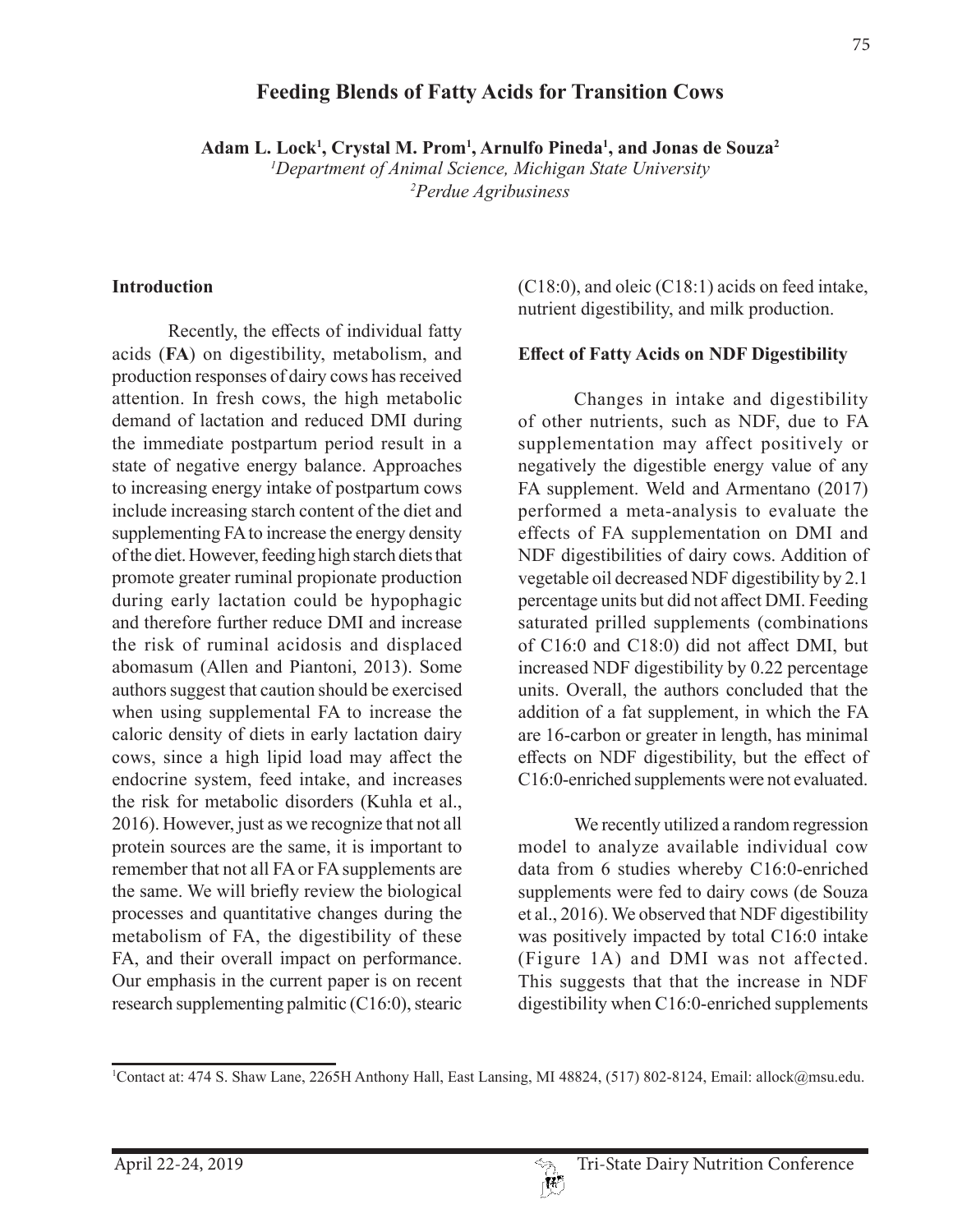# Feeding Blends of Fatty Acids for Transition Cows

**Adam L. Lock[1], Crystal M. Prom[1], Arnulfo Pineda[1], and Jonas de Souza[2]**

*[1]Department of Animal Science, Michigan State University*
*[2]Perdue Agribusiness*

## Introduction

Recently, the effects of individual fatty acids (**FA**) on digestibility, metabolism, and production responses of dairy cows has received attention. In fresh cows, the high metabolic demand of lactation and reduced DMI during the immediate postpartum period result in a state of negative energy balance. Approaches to increasing energy intake of postpartum cows include increasing starch content of the diet and supplementing FA to increase the energy density of the diet. However, feeding high starch diets that promote greater ruminal propionate production during early lactation could be hypophagic and therefore further reduce DMI and increase the risk of ruminal acidosis and displaced abomasum (Allen and Piantoni, 2013). Some authors suggest that caution should be exercised when using supplemental FA to increase the caloric density of diets in early lactation dairy cows, since a high lipid load may affect the endocrine system, feed intake, and increases the risk for metabolic disorders (Kuhla et al., 2016). However, just as we recognize that not all protein sources are the same, it is important to remember that not all FA or FA supplements are the same. We will briefly review the biological processes and quantitative changes during the metabolism of FA, the digestibility of these FA, and their overall impact on performance. Our emphasis in the current paper is on recent research supplementing palmitic (C16:0), stearic (C18:0), and oleic (C18:1) acids on feed intake, nutrient digestibility, and milk production.

## Effect of Fatty Acids on NDF Digestibility

Changes in intake and digestibility of other nutrients, such as NDF, due to FA supplementation may affect positively or negatively the digestible energy value of any FA supplement. Weld and Armentano (2017) performed a meta-analysis to evaluate the effects of FA supplementation on DMI and NDF digestibilities of dairy cows. Addition of vegetable oil decreased NDF digestibility by 2.1 percentage units but did not affect DMI. Feeding saturated prilled supplements (combinations of C16:0 and C18:0) did not affect DMI, but increased NDF digestibility by 0.22 percentage units. Overall, the authors concluded that the addition of a fat supplement, in which the FA are 16-carbon or greater in length, has minimal effects on NDF digestibility, but the effect of C16:0-enriched supplements were not evaluated.

We recently utilized a random regression model to analyze available individual cow data from 6 studies whereby C16:0-enriched supplements were fed to dairy cows (de Souza et al., 2016). We observed that NDF digestibility was positively impacted by total C16:0 intake (Figure 1A) and DMI was not affected. This suggests that that the increase in NDF digestibility when C16:0-enriched supplements

[1]Contact at: 474 S. Shaw Lane, 2265H Anthony Hall, East Lansing, MI 48824, (517) 802-8124, Email: allock@msu.edu.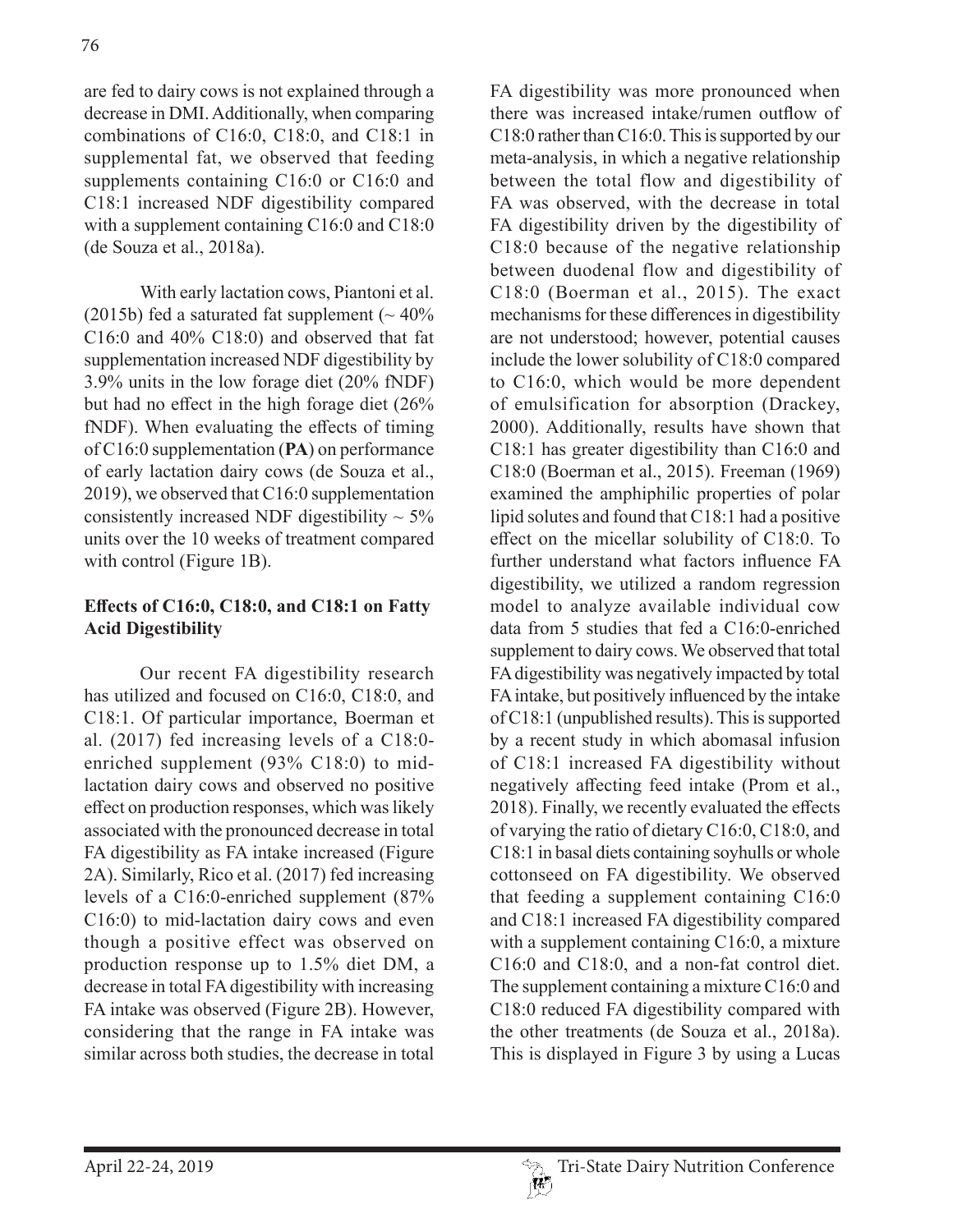are fed to dairy cows is not explained through a decrease in DMI. Additionally, when comparing combinations of C16:0, C18:0, and C18:1 in supplemental fat, we observed that feeding supplements containing C16:0 or C16:0 and C18:1 increased NDF digestibility compared with a supplement containing C16:0 and C18:0 (de Souza et al., 2018a).

With early lactation cows, Piantoni et al. (2015b) fed a saturated fat supplement (~ 40% C16:0 and 40% C18:0) and observed that fat supplementation increased NDF digestibility by 3.9% units in the low forage diet (20% fNDF) but had no effect in the high forage diet (26% fNDF). When evaluating the effects of timing of C16:0 supplementation (**PA**) on performance of early lactation dairy cows (de Souza et al., 2019), we observed that C16:0 supplementation consistently increased NDF digestibility ~ 5% units over the 10 weeks of treatment compared with control (Figure 1B).

### Effects of C16:0, C18:0, and C18:1 on Fatty Acid Digestibility

Our recent FA digestibility research has utilized and focused on C16:0, C18:0, and C18:1. Of particular importance, Boerman et al. (2017) fed increasing levels of a C18:0-enriched supplement (93% C18:0) to mid-lactation dairy cows and observed no positive effect on production responses, which was likely associated with the pronounced decrease in total FA digestibility as FA intake increased (Figure 2A). Similarly, Rico et al. (2017) fed increasing levels of a C16:0-enriched supplement (87% C16:0) to mid-lactation dairy cows and even though a positive effect was observed on production response up to 1.5% diet DM, a decrease in total FA digestibility with increasing FA intake was observed (Figure 2B). However, considering that the range in FA intake was similar across both studies, the decrease in total FA digestibility was more pronounced when there was increased intake/rumen outflow of C18:0 rather than C16:0. This is supported by our meta-analysis, in which a negative relationship between the total flow and digestibility of FA was observed, with the decrease in total FA digestibility driven by the digestibility of C18:0 because of the negative relationship between duodenal flow and digestibility of C18:0 (Boerman et al., 2015). The exact mechanisms for these differences in digestibility are not understood; however, potential causes include the lower solubility of C18:0 compared to C16:0, which would be more dependent of emulsification for absorption (Drackey, 2000). Additionally, results have shown that C18:1 has greater digestibility than C16:0 and C18:0 (Boerman et al., 2015). Freeman (1969) examined the amphiphilic properties of polar lipid solutes and found that C18:1 had a positive effect on the micellar solubility of C18:0. To further understand what factors influence FA digestibility, we utilized a random regression model to analyze available individual cow data from 5 studies that fed a C16:0-enriched supplement to dairy cows. We observed that total FA digestibility was negatively impacted by total FA intake, but positively influenced by the intake of C18:1 (unpublished results). This is supported by a recent study in which abomasal infusion of C18:1 increased FA digestibility without negatively affecting feed intake (Prom et al., 2018). Finally, we recently evaluated the effects of varying the ratio of dietary C16:0, C18:0, and C18:1 in basal diets containing soyhulls or whole cottonseed on FA digestibility. We observed that feeding a supplement containing C16:0 and C18:1 increased FA digestibility compared with a supplement containing C16:0, a mixture C16:0 and C18:0, and a non-fat control diet. The supplement containing a mixture C16:0 and C18:0 reduced FA digestibility compared with the other treatments (de Souza et al., 2018a). This is displayed in Figure 3 by using a Lucas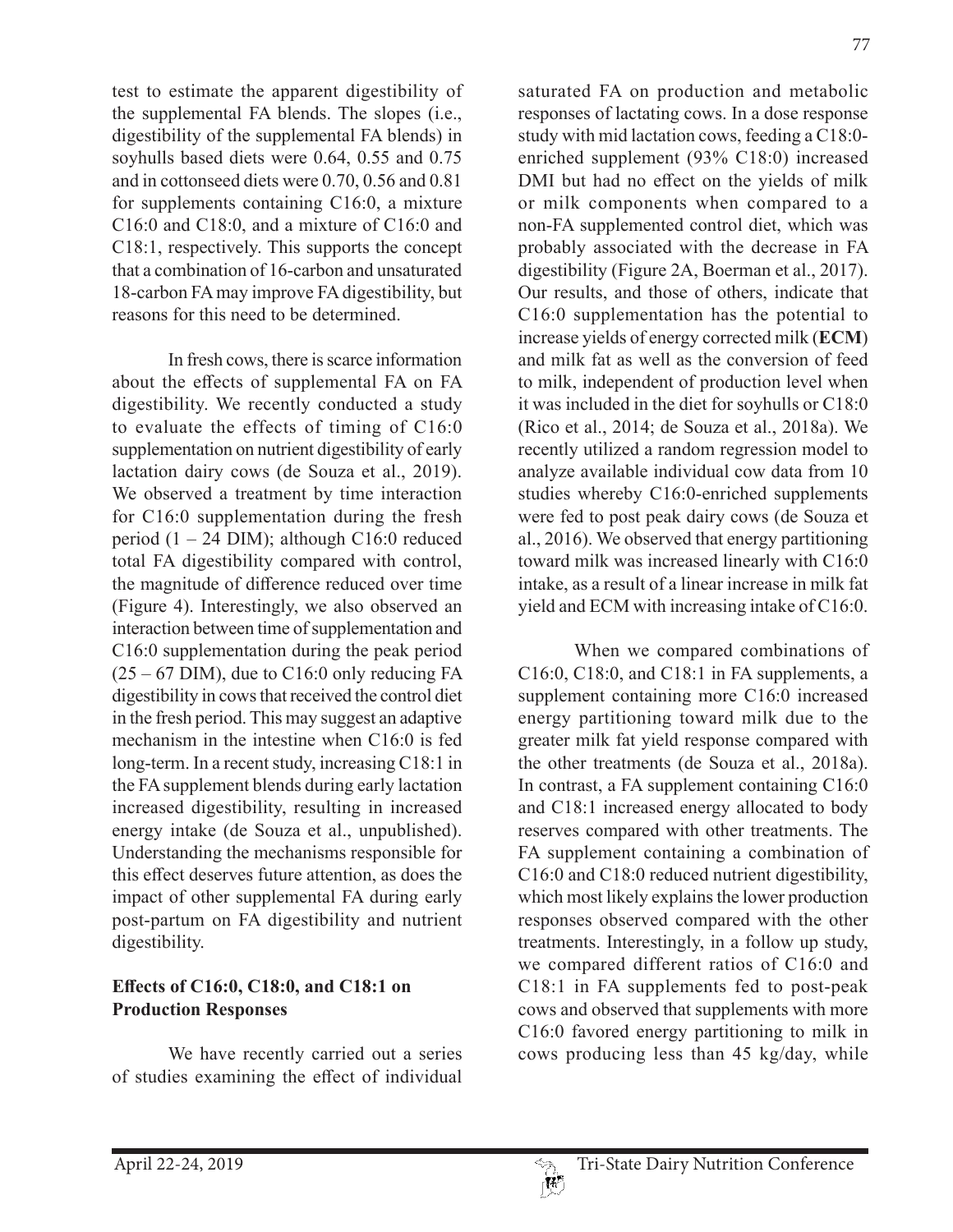test to estimate the apparent digestibility of the supplemental FA blends. The slopes (i.e., digestibility of the supplemental FA blends) in soyhulls based diets were 0.64, 0.55 and 0.75 and in cottonseed diets were 0.70, 0.56 and 0.81 for supplements containing C16:0, a mixture C16:0 and C18:0, and a mixture of C16:0 and C18:1, respectively. This supports the concept that a combination of 16-carbon and unsaturated 18-carbon FA may improve FA digestibility, but reasons for this need to be determined.

In fresh cows, there is scarce information about the effects of supplemental FA on FA digestibility. We recently conducted a study to evaluate the effects of timing of C16:0 supplementation on nutrient digestibility of early lactation dairy cows (de Souza et al., 2019). We observed a treatment by time interaction for C16:0 supplementation during the fresh period (1 – 24 DIM); although C16:0 reduced total FA digestibility compared with control, the magnitude of difference reduced over time (Figure 4). Interestingly, we also observed an interaction between time of supplementation and C16:0 supplementation during the peak period (25 – 67 DIM), due to C16:0 only reducing FA digestibility in cows that received the control diet in the fresh period. This may suggest an adaptive mechanism in the intestine when C16:0 is fed long-term. In a recent study, increasing C18:1 in the FA supplement blends during early lactation increased digestibility, resulting in increased energy intake (de Souza et al., unpublished). Understanding the mechanisms responsible for this effect deserves future attention, as does the impact of other supplemental FA during early post-partum on FA digestibility and nutrient digestibility.

## Effects of C16:0, C18:0, and C18:1 on Production Responses

We have recently carried out a series of studies examining the effect of individual saturated FA on production and metabolic responses of lactating cows. In a dose response study with mid lactation cows, feeding a C18:0-enriched supplement (93% C18:0) increased DMI but had no effect on the yields of milk or milk components when compared to a non-FA supplemented control diet, which was probably associated with the decrease in FA digestibility (Figure 2A, Boerman et al., 2017). Our results, and those of others, indicate that C16:0 supplementation has the potential to increase yields of energy corrected milk (**ECM**) and milk fat as well as the conversion of feed to milk, independent of production level when it was included in the diet for soyhulls or C18:0 (Rico et al., 2014; de Souza et al., 2018a). We recently utilized a random regression model to analyze available individual cow data from 10 studies whereby C16:0-enriched supplements were fed to post peak dairy cows (de Souza et al., 2016). We observed that energy partitioning toward milk was increased linearly with C16:0 intake, as a result of a linear increase in milk fat yield and ECM with increasing intake of C16:0.

When we compared combinations of C16:0, C18:0, and C18:1 in FA supplements, a supplement containing more C16:0 increased energy partitioning toward milk due to the greater milk fat yield response compared with the other treatments (de Souza et al., 2018a). In contrast, a FA supplement containing C16:0 and C18:1 increased energy allocated to body reserves compared with other treatments. The FA supplement containing a combination of C16:0 and C18:0 reduced nutrient digestibility, which most likely explains the lower production responses observed compared with the other treatments. Interestingly, in a follow up study, we compared different ratios of C16:0 and C18:1 in FA supplements fed to post-peak cows and observed that supplements with more C16:0 favored energy partitioning to milk in cows producing less than 45 kg/day, while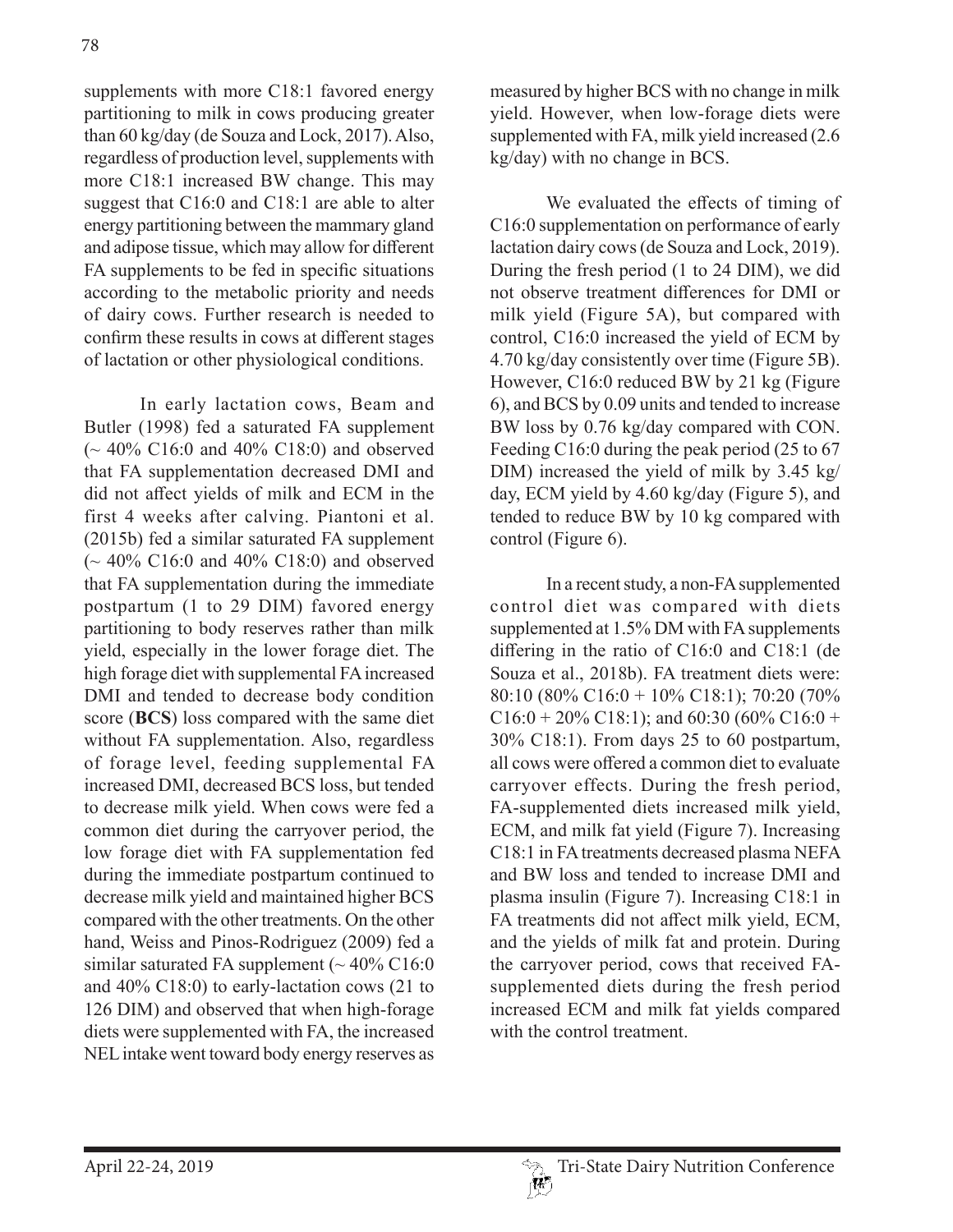supplements with more C18:1 favored energy partitioning to milk in cows producing greater than 60 kg/day (de Souza and Lock, 2017). Also, regardless of production level, supplements with more C18:1 increased BW change. This may suggest that C16:0 and C18:1 are able to alter energy partitioning between the mammary gland and adipose tissue, which may allow for different FA supplements to be fed in specific situations according to the metabolic priority and needs of dairy cows. Further research is needed to confirm these results in cows at different stages of lactation or other physiological conditions.

In early lactation cows, Beam and Butler (1998) fed a saturated FA supplement (~ 40% C16:0 and 40% C18:0) and observed that FA supplementation decreased DMI and did not affect yields of milk and ECM in the first 4 weeks after calving. Piantoni et al. (2015b) fed a similar saturated FA supplement (~ 40% C16:0 and 40% C18:0) and observed that FA supplementation during the immediate postpartum (1 to 29 DIM) favored energy partitioning to body reserves rather than milk yield, especially in the lower forage diet. The high forage diet with supplemental FA increased DMI and tended to decrease body condition score (**BCS**) loss compared with the same diet without FA supplementation. Also, regardless of forage level, feeding supplemental FA increased DMI, decreased BCS loss, but tended to decrease milk yield. When cows were fed a common diet during the carryover period, the low forage diet with FA supplementation fed during the immediate postpartum continued to decrease milk yield and maintained higher BCS compared with the other treatments. On the other hand, Weiss and Pinos-Rodriguez (2009) fed a similar saturated FA supplement (~ 40% C16:0 and 40% C18:0) to early-lactation cows (21 to 126 DIM) and observed that when high-forage diets were supplemented with FA, the increased NEL intake went toward body energy reserves as measured by higher BCS with no change in milk yield. However, when low-forage diets were supplemented with FA, milk yield increased (2.6 kg/day) with no change in BCS.

We evaluated the effects of timing of C16:0 supplementation on performance of early lactation dairy cows (de Souza and Lock, 2019). During the fresh period (1 to 24 DIM), we did not observe treatment differences for DMI or milk yield (Figure 5A), but compared with control, C16:0 increased the yield of ECM by 4.70 kg/day consistently over time (Figure 5B). However, C16:0 reduced BW by 21 kg (Figure 6), and BCS by 0.09 units and tended to increase BW loss by 0.76 kg/day compared with CON. Feeding C16:0 during the peak period (25 to 67 DIM) increased the yield of milk by 3.45 kg/day, ECM yield by 4.60 kg/day (Figure 5), and tended to reduce BW by 10 kg compared with control (Figure 6).

In a recent study, a non-FA supplemented control diet was compared with diets supplemented at 1.5% DM with FA supplements differing in the ratio of C16:0 and C18:1 (de Souza et al., 2018b). FA treatment diets were: 80:10 (80% C16:0 + 10% C18:1); 70:20 (70% C16:0 + 20% C18:1); and 60:30 (60% C16:0 + 30% C18:1). From days 25 to 60 postpartum, all cows were offered a common diet to evaluate carryover effects. During the fresh period, FA-supplemented diets increased milk yield, ECM, and milk fat yield (Figure 7). Increasing C18:1 in FA treatments decreased plasma NEFA and BW loss and tended to increase DMI and plasma insulin (Figure 7). Increasing C18:1 in FA treatments did not affect milk yield, ECM, and the yields of milk fat and protein. During the carryover period, cows that received FA-supplemented diets during the fresh period increased ECM and milk fat yields compared with the control treatment.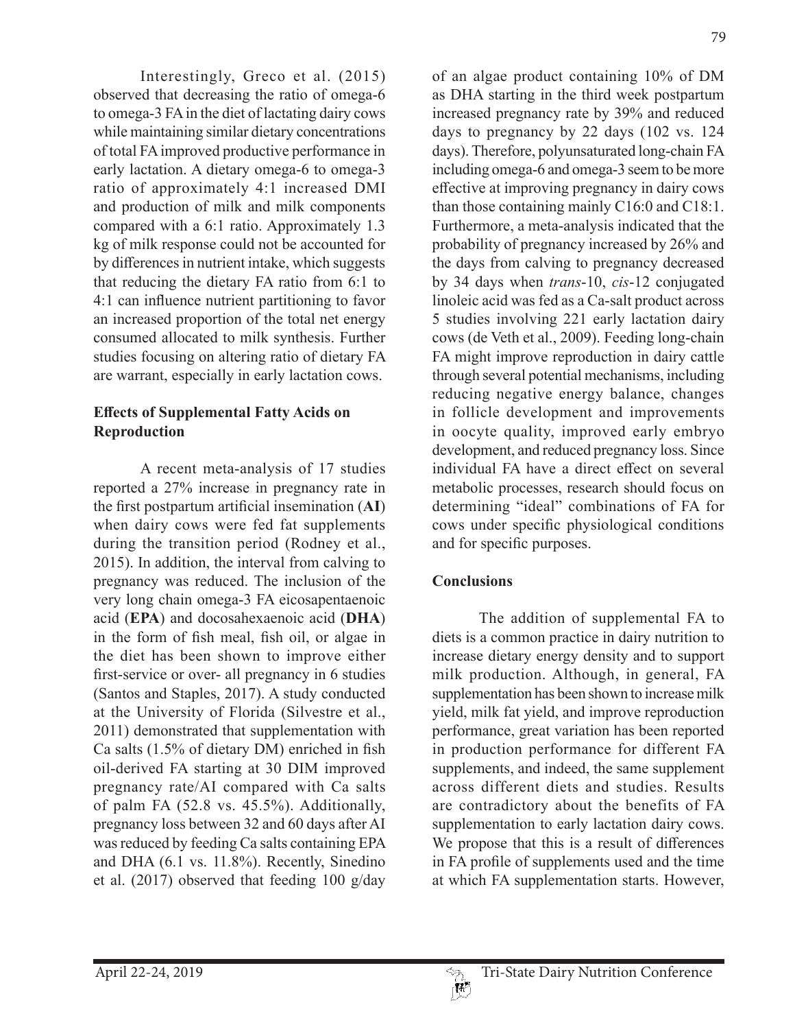Interestingly, Greco et al. (2015) observed that decreasing the ratio of omega-6 to omega-3 FA in the diet of lactating dairy cows while maintaining similar dietary concentrations of total FA improved productive performance in early lactation. A dietary omega-6 to omega-3 ratio of approximately 4:1 increased DMI and production of milk and milk components compared with a 6:1 ratio. Approximately 1.3 kg of milk response could not be accounted for by differences in nutrient intake, which suggests that reducing the dietary FA ratio from 6:1 to 4:1 can influence nutrient partitioning to favor an increased proportion of the total net energy consumed allocated to milk synthesis. Further studies focusing on altering ratio of dietary FA are warrant, especially in early lactation cows.

## Effects of Supplemental Fatty Acids on Reproduction

A recent meta-analysis of 17 studies reported a 27% increase in pregnancy rate in the first postpartum artificial insemination (**AI**) when dairy cows were fed fat supplements during the transition period (Rodney et al., 2015). In addition, the interval from calving to pregnancy was reduced. The inclusion of the very long chain omega-3 FA eicosapentaenoic acid (**EPA**) and docosahexaenoic acid (**DHA**) in the form of fish meal, fish oil, or algae in the diet has been shown to improve either first-service or over- all pregnancy in 6 studies (Santos and Staples, 2017). A study conducted at the University of Florida (Silvestre et al., 2011) demonstrated that supplementation with Ca salts (1.5% of dietary DM) enriched in fish oil-derived FA starting at 30 DIM improved pregnancy rate/AI compared with Ca salts of palm FA (52.8 vs. 45.5%). Additionally, pregnancy loss between 32 and 60 days after AI was reduced by feeding Ca salts containing EPA and DHA (6.1 vs. 11.8%). Recently, Sinedino et al. (2017) observed that feeding 100 g/day of an algae product containing 10% of DM as DHA starting in the third week postpartum increased pregnancy rate by 39% and reduced days to pregnancy by 22 days (102 vs. 124 days). Therefore, polyunsaturated long-chain FA including omega-6 and omega-3 seem to be more effective at improving pregnancy in dairy cows than those containing mainly C16:0 and C18:1. Furthermore, a meta-analysis indicated that the probability of pregnancy increased by 26% and the days from calving to pregnancy decreased by 34 days when *trans*-10, *cis*-12 conjugated linoleic acid was fed as a Ca-salt product across 5 studies involving 221 early lactation dairy cows (de Veth et al., 2009). Feeding long-chain FA might improve reproduction in dairy cattle through several potential mechanisms, including reducing negative energy balance, changes in follicle development and improvements in oocyte quality, improved early embryo development, and reduced pregnancy loss. Since individual FA have a direct effect on several metabolic processes, research should focus on determining "ideal" combinations of FA for cows under specific physiological conditions and for specific purposes.

## Conclusions

The addition of supplemental FA to diets is a common practice in dairy nutrition to increase dietary energy density and to support milk production. Although, in general, FA supplementation has been shown to increase milk yield, milk fat yield, and improve reproduction performance, great variation has been reported in production performance for different FA supplements, and indeed, the same supplement across different diets and studies. Results are contradictory about the benefits of FA supplementation to early lactation dairy cows. We propose that this is a result of differences in FA profile of supplements used and the time at which FA supplementation starts. However,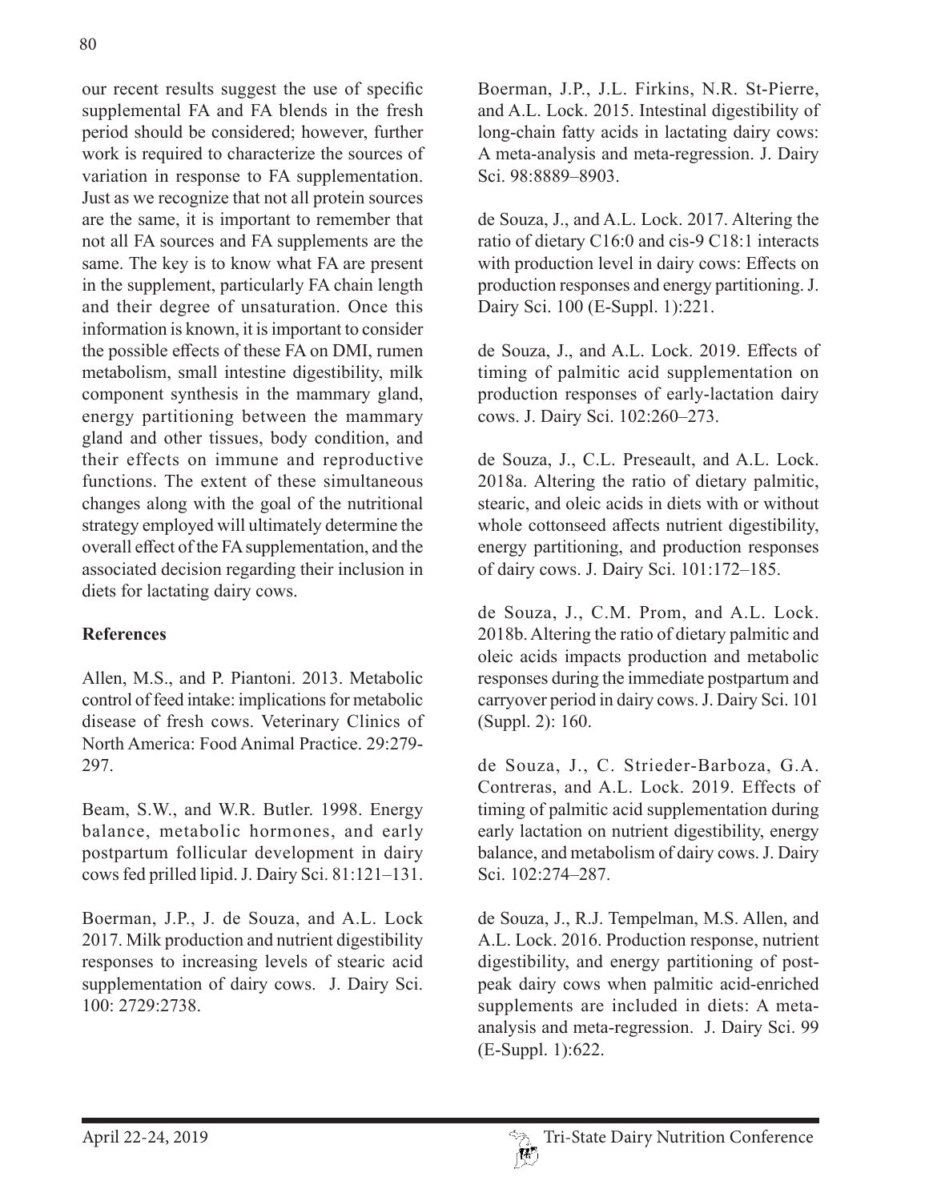our recent results suggest the use of specific supplemental FA and FA blends in the fresh period should be considered; however, further work is required to characterize the sources of variation in response to FA supplementation. Just as we recognize that not all protein sources are the same, it is important to remember that not all FA sources and FA supplements are the same. The key is to know what FA are present in the supplement, particularly FA chain length and their degree of unsaturation. Once this information is known, it is important to consider the possible effects of these FA on DMI, rumen metabolism, small intestine digestibility, milk component synthesis in the mammary gland, energy partitioning between the mammary gland and other tissues, body condition, and their effects on immune and reproductive functions. The extent of these simultaneous changes along with the goal of the nutritional strategy employed will ultimately determine the overall effect of the FA supplementation, and the associated decision regarding their inclusion in diets for lactating dairy cows.

## References

Allen, M.S., and P. Piantoni. 2013. Metabolic control of feed intake: implications for metabolic disease of fresh cows. Veterinary Clinics of North America: Food Animal Practice. 29:279-297.

Beam, S.W., and W.R. Butler. 1998. Energy balance, metabolic hormones, and early postpartum follicular development in dairy cows fed prilled lipid. J. Dairy Sci. 81:121–131.

Boerman, J.P., J. de Souza, and A.L. Lock 2017. Milk production and nutrient digestibility responses to increasing levels of stearic acid supplementation of dairy cows. J. Dairy Sci. 100: 2729:2738.

Boerman, J.P., J.L. Firkins, N.R. St-Pierre, and A.L. Lock. 2015. Intestinal digestibility of long-chain fatty acids in lactating dairy cows: A meta-analysis and meta-regression. J. Dairy Sci. 98:8889–8903.

de Souza, J., and A.L. Lock. 2017. Altering the ratio of dietary C16:0 and cis-9 C18:1 interacts with production level in dairy cows: Effects on production responses and energy partitioning. J. Dairy Sci. 100 (E-Suppl. 1):221.

de Souza, J., and A.L. Lock. 2019. Effects of timing of palmitic acid supplementation on production responses of early-lactation dairy cows. J. Dairy Sci. 102:260–273.

de Souza, J., C.L. Preseault, and A.L. Lock. 2018a. Altering the ratio of dietary palmitic, stearic, and oleic acids in diets with or without whole cottonseed affects nutrient digestibility, energy partitioning, and production responses of dairy cows. J. Dairy Sci. 101:172–185.

de Souza, J., C.M. Prom, and A.L. Lock. 2018b. Altering the ratio of dietary palmitic and oleic acids impacts production and metabolic responses during the immediate postpartum and carryover period in dairy cows. J. Dairy Sci. 101 (Suppl. 2): 160.

de Souza, J., C. Strieder-Barboza, G.A. Contreras, and A.L. Lock. 2019. Effects of timing of palmitic acid supplementation during early lactation on nutrient digestibility, energy balance, and metabolism of dairy cows. J. Dairy Sci. 102:274–287.

de Souza, J., R.J. Tempelman, M.S. Allen, and A.L. Lock. 2016. Production response, nutrient digestibility, and energy partitioning of post-peak dairy cows when palmitic acid-enriched supplements are included in diets: A meta-analysis and meta-regression. J. Dairy Sci. 99 (E-Suppl. 1):622.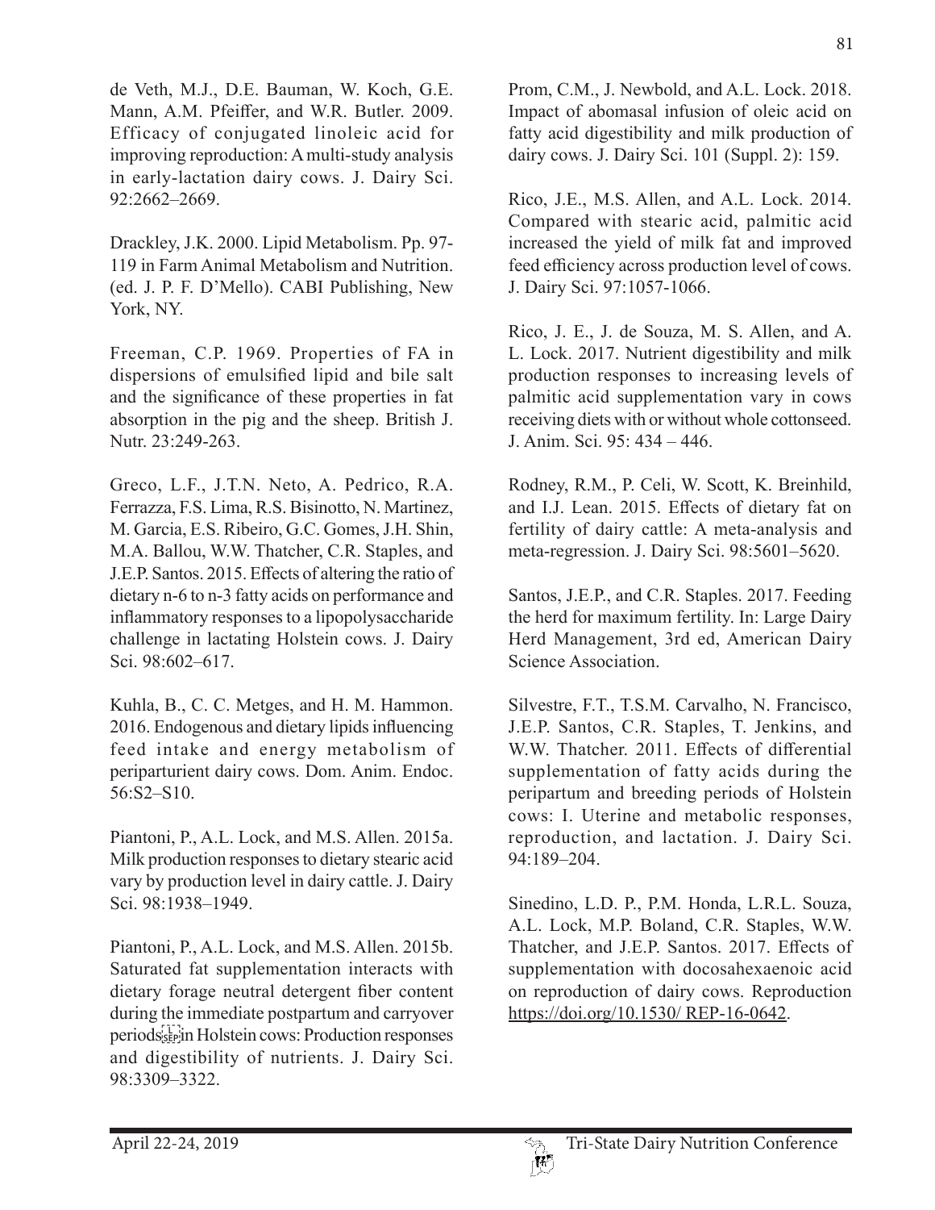de Veth, M.J., D.E. Bauman, W. Koch, G.E. Mann, A.M. Pfeiffer, and W.R. Butler. 2009. Efficacy of conjugated linoleic acid for improving reproduction: A multi-study analysis in early-lactation dairy cows. J. Dairy Sci. 92:2662–2669.

Drackley, J.K. 2000. Lipid Metabolism. Pp. 97-119 in Farm Animal Metabolism and Nutrition. (ed. J. P. F. D'Mello). CABI Publishing, New York, NY.

Freeman, C.P. 1969. Properties of FA in dispersions of emulsified lipid and bile salt and the significance of these properties in fat absorption in the pig and the sheep. British J. Nutr. 23:249-263.

Greco, L.F., J.T.N. Neto, A. Pedrico, R.A. Ferrazza, F.S. Lima, R.S. Bisinotto, N. Martinez, M. Garcia, E.S. Ribeiro, G.C. Gomes, J.H. Shin, M.A. Ballou, W.W. Thatcher, C.R. Staples, and J.E.P. Santos. 2015. Effects of altering the ratio of dietary n-6 to n-3 fatty acids on performance and inflammatory responses to a lipopolysaccharide challenge in lactating Holstein cows. J. Dairy Sci. 98:602–617.

Kuhla, B., C. C. Metges, and H. M. Hammon. 2016. Endogenous and dietary lipids influencing feed intake and energy metabolism of periparturient dairy cows. Dom. Anim. Endoc. 56:S2–S10.

Piantoni, P., A.L. Lock, and M.S. Allen. 2015a. Milk production responses to dietary stearic acid vary by production level in dairy cattle. J. Dairy Sci. 98:1938–1949.

Piantoni, P., A.L. Lock, and M.S. Allen. 2015b. Saturated fat supplementation interacts with dietary forage neutral detergent fiber content during the immediate postpartum and carryover periods in Holstein cows: Production responses and digestibility of nutrients. J. Dairy Sci. 98:3309–3322.

Prom, C.M., J. Newbold, and A.L. Lock. 2018. Impact of abomasal infusion of oleic acid on fatty acid digestibility and milk production of dairy cows. J. Dairy Sci. 101 (Suppl. 2): 159.

Rico, J.E., M.S. Allen, and A.L. Lock. 2014. Compared with stearic acid, palmitic acid increased the yield of milk fat and improved feed efficiency across production level of cows. J. Dairy Sci. 97:1057-1066.

Rico, J. E., J. de Souza, M. S. Allen, and A. L. Lock. 2017. Nutrient digestibility and milk production responses to increasing levels of palmitic acid supplementation vary in cows receiving diets with or without whole cottonseed. J. Anim. Sci. 95: 434 – 446.

Rodney, R.M., P. Celi, W. Scott, K. Breinhild, and I.J. Lean. 2015. Effects of dietary fat on fertility of dairy cattle: A meta-analysis and meta-regression. J. Dairy Sci. 98:5601–5620.

Santos, J.E.P., and C.R. Staples. 2017. Feeding the herd for maximum fertility. In: Large Dairy Herd Management, 3rd ed, American Dairy Science Association.

Silvestre, F.T., T.S.M. Carvalho, N. Francisco, J.E.P. Santos, C.R. Staples, T. Jenkins, and W.W. Thatcher. 2011. Effects of differential supplementation of fatty acids during the peripartum and breeding periods of Holstein cows: I. Uterine and metabolic responses, reproduction, and lactation. J. Dairy Sci. 94:189–204.

Sinedino, L.D. P., P.M. Honda, L.R.L. Souza, A.L. Lock, M.P. Boland, C.R. Staples, W.W. Thatcher, and J.E.P. Santos. 2017. Effects of supplementation with docosahexaenoic acid on reproduction of dairy cows. Reproduction https://doi.org/10.1530/ REP-16-0642.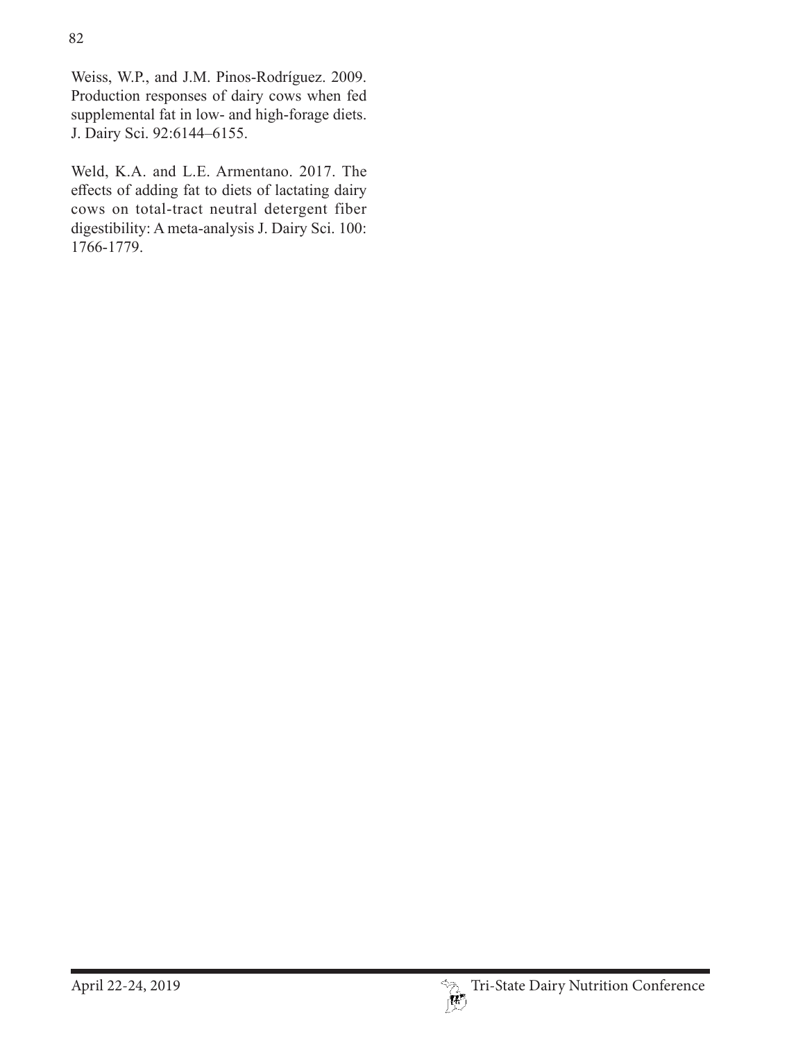Weiss, W.P., and J.M. Pinos-Rodríguez. 2009. Production responses of dairy cows when fed supplemental fat in low- and high-forage diets. J. Dairy Sci. 92:6144–6155.

Weld, K.A. and L.E. Armentano. 2017. The effects of adding fat to diets of lactating dairy cows on total-tract neutral detergent fiber digestibility: A meta-analysis J. Dairy Sci. 100: 1766-1779.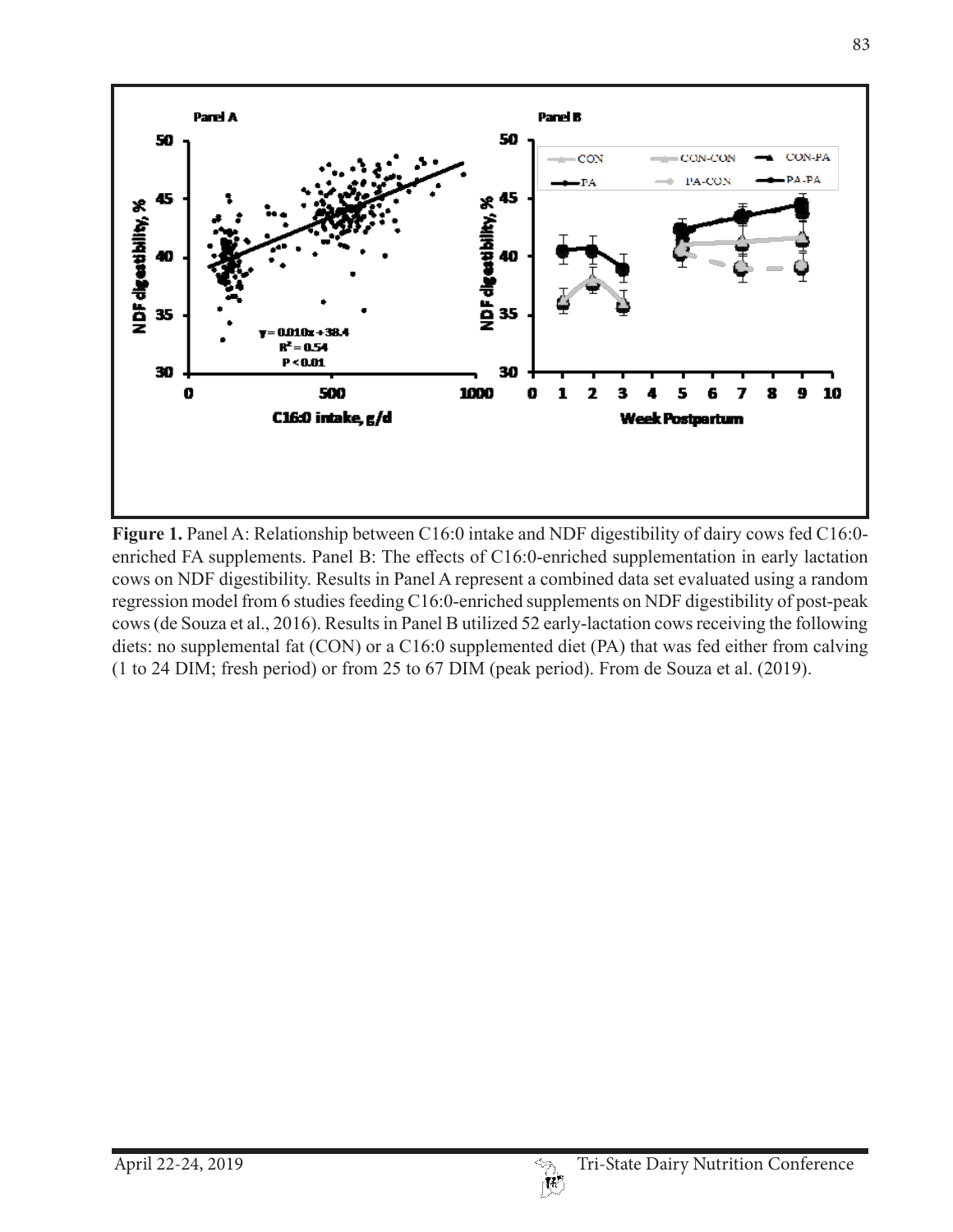Panel A

NDF digestibility, %

50

45

40

35

30

0

500

1000

C16:0 intake, g/d

y = 0.010x + 38.4

$R^2 = 0.54$

P < 0.01

Panel B

NDF digestibility, %

50

45

40

35

30

0 1 2 3 4 5 6 7 8 9 10

Week Postpartum

CON

CON-CON

CON-PA

PA

PA-CON

PA-PA

**Figure 1.** Panel A: Relationship between C16:0 intake and NDF digestibility of dairy cows fed C16:0-enriched FA supplements. Panel B: The effects of C16:0-enriched supplementation in early lactation cows on NDF digestibility. Results in Panel A represent a combined data set evaluated using a random regression model from 6 studies feeding C16:0-enriched supplements on NDF digestibility of post-peak cows (de Souza et al., 2016). Results in Panel B utilized 52 early-lactation cows receiving the following diets: no supplemental fat (CON) or a C16:0 supplemented diet (PA) that was fed either from calving (1 to 24 DIM; fresh period) or from 25 to 67 DIM (peak period). From de Souza et al. (2019).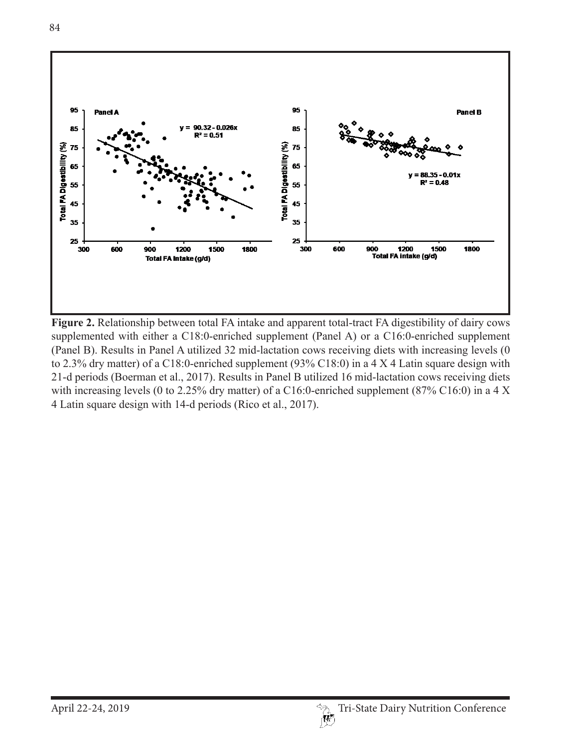**Figure 2.** Relationship between total FA intake and apparent total-tract FA digestibility of dairy cows supplemented with either a C18:0-enriched supplement (Panel A) or a C16:0-enriched supplement (Panel B). Results in Panel A utilized 32 mid-lactation cows receiving diets with increasing levels (0 to 2.3% dry matter) of a C18:0-enriched supplement (93% C18:0) in a 4 X 4 Latin square design with 21-d periods (Boerman et al., 2017). Results in Panel B utilized 16 mid-lactation cows receiving diets with increasing levels (0 to 2.25% dry matter) of a C16:0-enriched supplement (87% C16:0) in a 4 X 4 Latin square design with 14-d periods (Rico et al., 2017).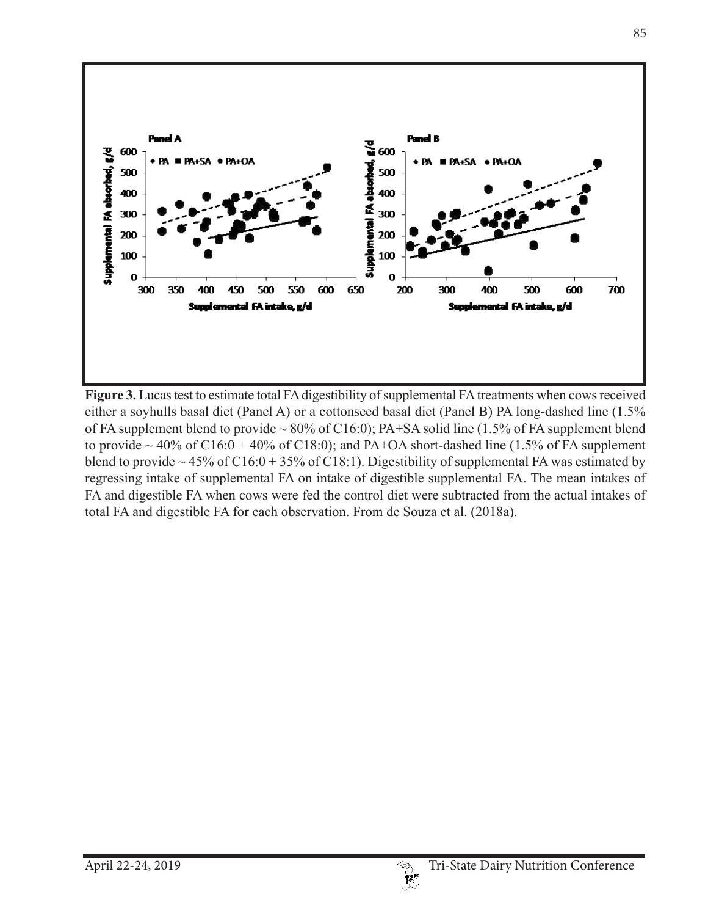Panel A

Supplemental FA absorbed, g/d

600
500
400
300
200
100
0

◆ PA ■ PA+SA ● PA+OA

300 350 400 450 500 550 600 650

Supplemental FA intake, g/d

Panel B

Supplemental FA absorbed, g/d

600
500
400
300
200
100
0

◆ PA ■ PA+SA ● PA+OA

200 300 400 500 600 700

Supplemental FA intake, g/d

**Figure 3.** Lucas test to estimate total FA digestibility of supplemental FA treatments when cows received either a soyhulls basal diet (Panel A) or a cottonseed basal diet (Panel B) PA long-dashed line (1.5% of FA supplement blend to provide ~ 80% of C16:0); PA+SA solid line (1.5% of FA supplement blend to provide ~ 40% of C16:0 + 40% of C18:0); and PA+OA short-dashed line (1.5% of FA supplement blend to provide ~ 45% of C16:0 + 35% of C18:1). Digestibility of supplemental FA was estimated by regressing intake of supplemental FA on intake of digestible supplemental FA. The mean intakes of FA and digestible FA when cows were fed the control diet were subtracted from the actual intakes of total FA and digestible FA for each observation. From de Souza et al. (2018a).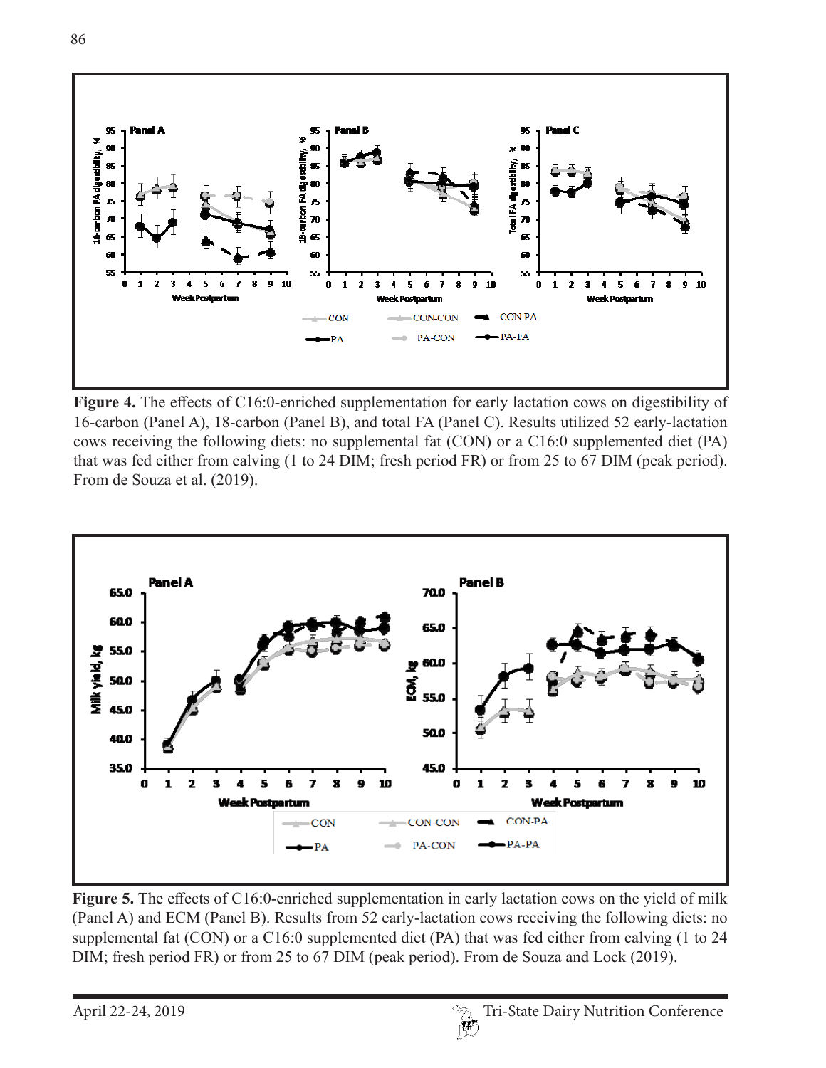Panel A

95
90
85
80
75
70
65
60
55

0 1 2 3 4 5 6 7 8 9 10

16-carbon FA digestibility, %

Week Postpartum

Panel B

95
90
85
80
75
70
65
60
55

0 1 2 3 4 5 6 7 8 9 10

18-carbon FA digestibility, %

Week Postpartum

Panel C

95
90
85
80
75
70
65
60
55

0 1 2 3 4 5 6 7 8 9 10

Total FA digestibility, %

Week Postpartum

CON
CON-CON
CON-PA
PA
PA-CON
PA-PA

**Figure 4.** The effects of C16:0-enriched supplementation for early lactation cows on digestibility of 16-carbon (Panel A), 18-carbon (Panel B), and total FA (Panel C). Results utilized 52 early-lactation cows receiving the following diets: no supplemental fat (CON) or a C16:0 supplemented diet (PA) that was fed either from calving (1 to 24 DIM; fresh period FR) or from 25 to 67 DIM (peak period). From de Souza et al. (2019).

Panel A

65.0
60.0
55.0
50.0
45.0
40.0
35.0

0 1 2 3 4 5 6 7 8 9 10

Milk yield, kg

Week Postpartum

Panel B

70.0
65.0
60.0
55.0
50.0
45.0

0 1 2 3 4 5 6 7 8 9 10

ECM, kg

Week Postpartum

CON
CON-CON
CON-PA
PA
PA-CON
PA-PA

**Figure 5.** The effects of C16:0-enriched supplementation in early lactation cows on the yield of milk (Panel A) and ECM (Panel B). Results from 52 early-lactation cows receiving the following diets: no supplemental fat (CON) or a C16:0 supplemented diet (PA) that was fed either from calving (1 to 24 DIM; fresh period FR) or from 25 to 67 DIM (peak period). From de Souza and Lock (2019).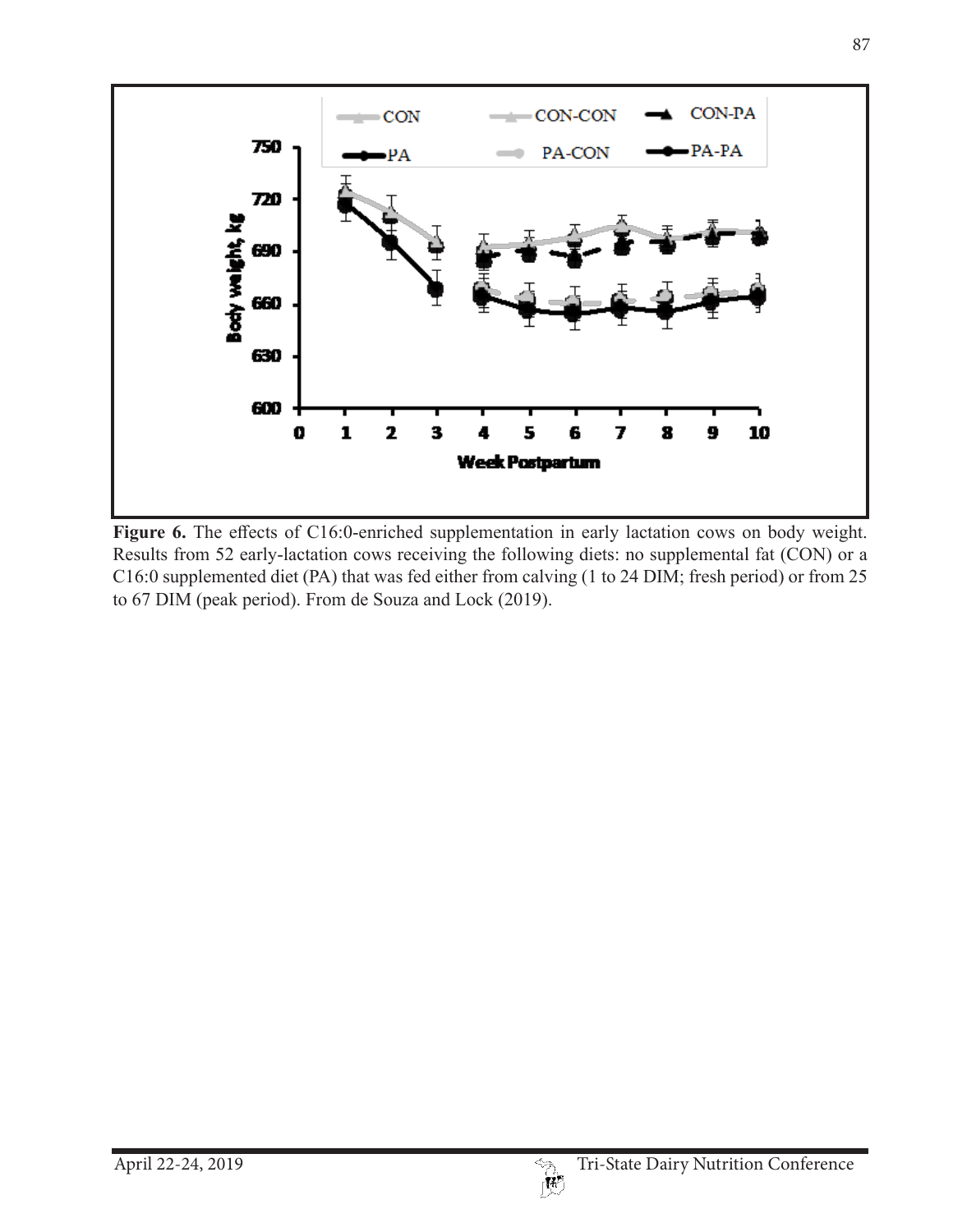CON
CON-CON
CON-PA
PA
PA-CON
PA-PA

Body weight, kg

750
720
690
660
630
600

0 1 2 3 4 5 6 7 8 9 10

Week Postpartum

**Figure 6.** The effects of C16:0-enriched supplementation in early lactation cows on body weight. Results from 52 early-lactation cows receiving the following diets: no supplemental fat (CON) or a C16:0 supplemented diet (PA) that was fed either from calving (1 to 24 DIM; fresh period) or from 25 to 67 DIM (peak period). From de Souza and Lock (2019).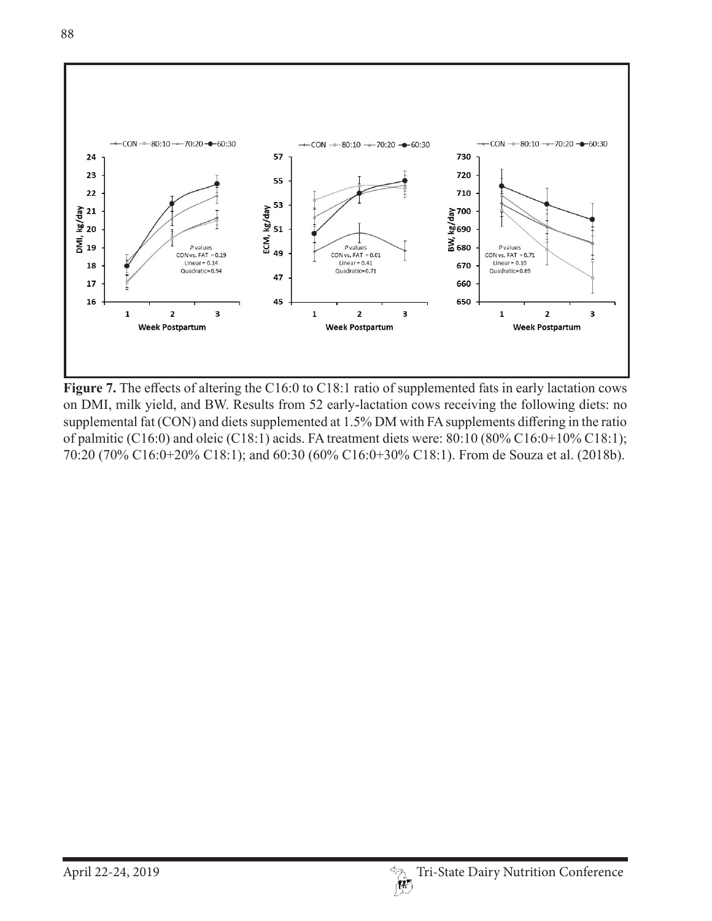—CON —80:10 —70:20 —60:30

DMI, kg/day

24
23
22
21
20
19
18
17
16

*P* values
CON vs. FAT = 0.19
Linear = 0.14
Quadratic=0.94

1 2 3

Week Postpartum

—CON —80:10 —70:20 —60:30

ECM, kg/day

57
55
53
51
49
47
45

*P* values
CON vs. FAT = 0.01
Linear = 0.41
Quadratic=0.71

1 2 3

Week Postpartum

—CON —80:10 —70:20 —60:30

BW, kg/day

730
720
710
700
690
680
670
660
650

*P* values
CON vs. FAT = 0.71
Linear = 0.10
Quadratic=0.69

1 2 3

Week Postpartum

**Figure 7.** The effects of altering the C16:0 to C18:1 ratio of supplemented fats in early lactation cows on DMI, milk yield, and BW. Results from 52 early-lactation cows receiving the following diets: no supplemental fat (CON) and diets supplemented at 1.5% DM with FA supplements differing in the ratio of palmitic (C16:0) and oleic (C18:1) acids. FA treatment diets were: 80:10 (80% C16:0+10% C18:1); 70:20 (70% C16:0+20% C18:1); and 60:30 (60% C16:0+30% C18:1). From de Souza et al. (2018b).